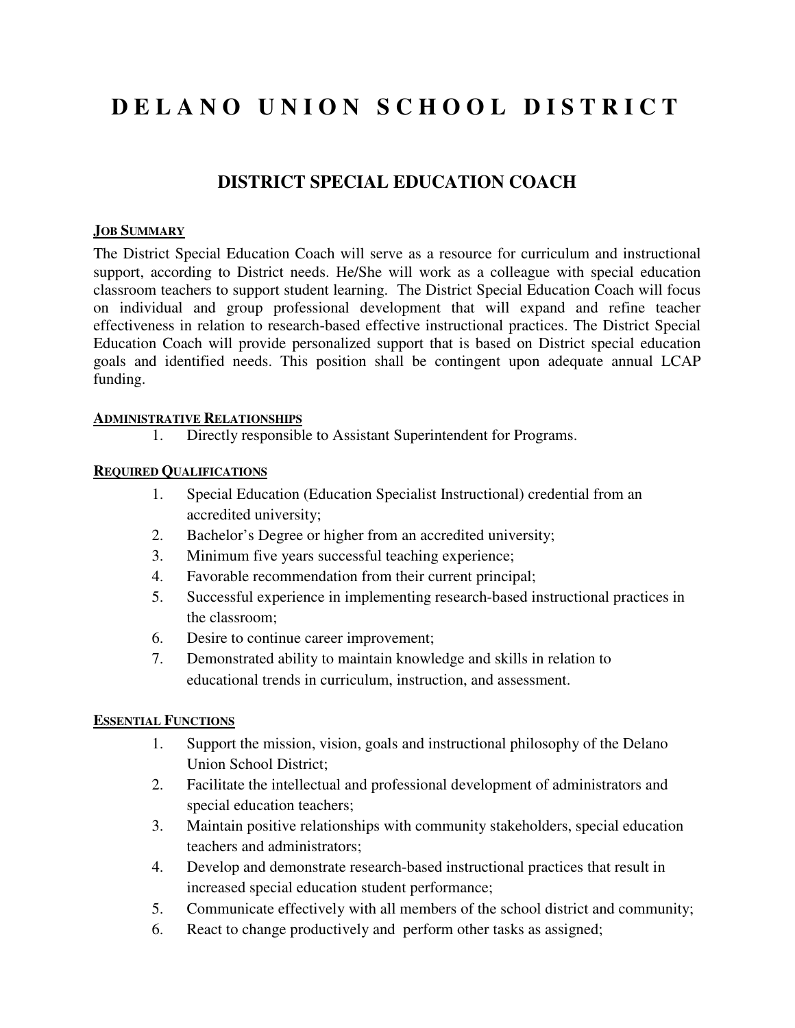# DELANO UNION SCHOOL DISTRICT

## DISTRICT SPECIAL EDUCATION COACH

**JOB SUMMARY**

The District Special Education Coach will serve as a resource for curriculum and instructional support, according to District needs. He/She will work as a colleague with special education classroom teachers to support student learning. The District Special Education Coach will focus on individual and group professional development that will expand and refine teacher effectiveness in relation to research-based effective instructional practices. The District Special Education Coach will provide personalized support that is based on District special education goals and identified needs. This position shall be contingent upon adequate annual LCAP funding.

**ADMINISTRATIVE RELATIONSHIPS**

1. Directly responsible to Assistant Superintendent for Programs.

**REQUIRED QUALIFICATIONS**

1. Special Education (Education Specialist Instructional) credential from an accredited university;
2. Bachelor's Degree or higher from an accredited university;
3. Minimum five years successful teaching experience;
4. Favorable recommendation from their current principal;
5. Successful experience in implementing research-based instructional practices in the classroom;
6. Desire to continue career improvement;
7. Demonstrated ability to maintain knowledge and skills in relation to educational trends in curriculum, instruction, and assessment.

**ESSENTIAL FUNCTIONS**

1. Support the mission, vision, goals and instructional philosophy of the Delano Union School District;
2. Facilitate the intellectual and professional development of administrators and special education teachers;
3. Maintain positive relationships with community stakeholders, special education teachers and administrators;
4. Develop and demonstrate research-based instructional practices that result in increased special education student performance;
5. Communicate effectively with all members of the school district and community;
6. React to change productively and perform other tasks as assigned;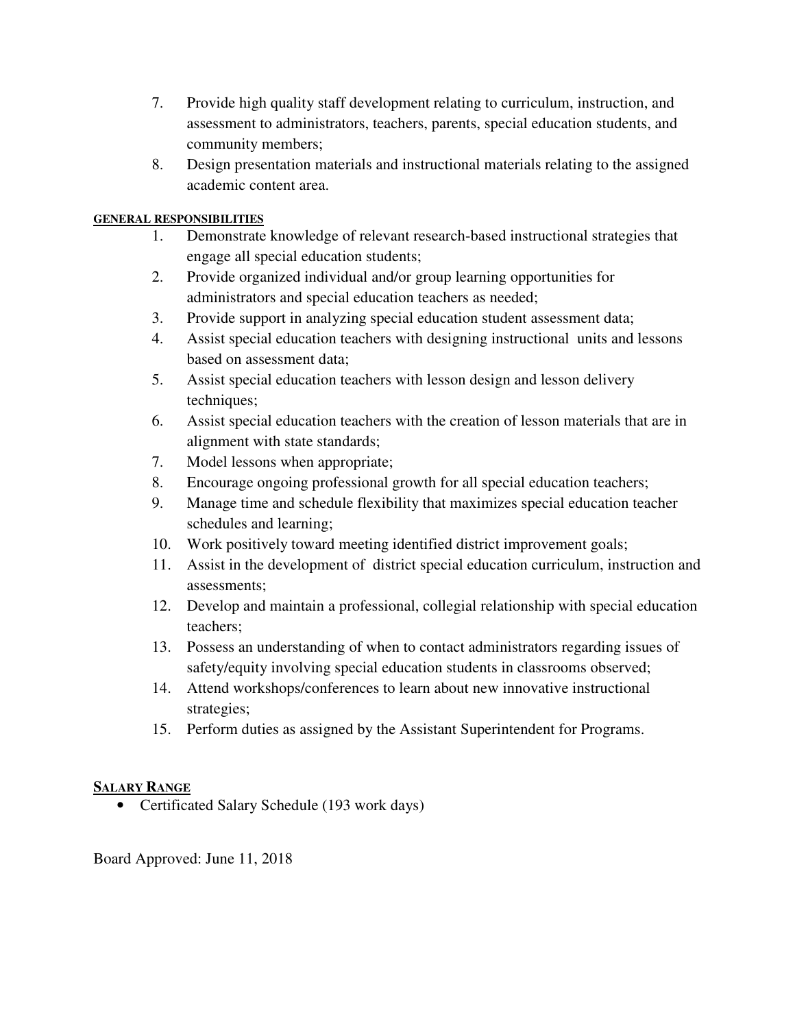7. Provide high quality staff development relating to curriculum, instruction, and assessment to administrators, teachers, parents, special education students, and community members;
8. Design presentation materials and instructional materials relating to the assigned academic content area.

#### GENERAL RESPONSIBILITIES

1. Demonstrate knowledge of relevant research-based instructional strategies that engage all special education students;
2. Provide organized individual and/or group learning opportunities for administrators and special education teachers as needed;
3. Provide support in analyzing special education student assessment data;
4. Assist special education teachers with designing instructional units and lessons based on assessment data;
5. Assist special education teachers with lesson design and lesson delivery techniques;
6. Assist special education teachers with the creation of lesson materials that are in alignment with state standards;
7. Model lessons when appropriate;
8. Encourage ongoing professional growth for all special education teachers;
9. Manage time and schedule flexibility that maximizes special education teacher schedules and learning;
10. Work positively toward meeting identified district improvement goals;
11. Assist in the development of district special education curriculum, instruction and assessments;
12. Develop and maintain a professional, collegial relationship with special education teachers;
13. Possess an understanding of when to contact administrators regarding issues of safety/equity involving special education students in classrooms observed;
14. Attend workshops/conferences to learn about new innovative instructional strategies;
15. Perform duties as assigned by the Assistant Superintendent for Programs.

#### SALARY RANGE

- Certificated Salary Schedule (193 work days)

Board Approved: June 11, 2018